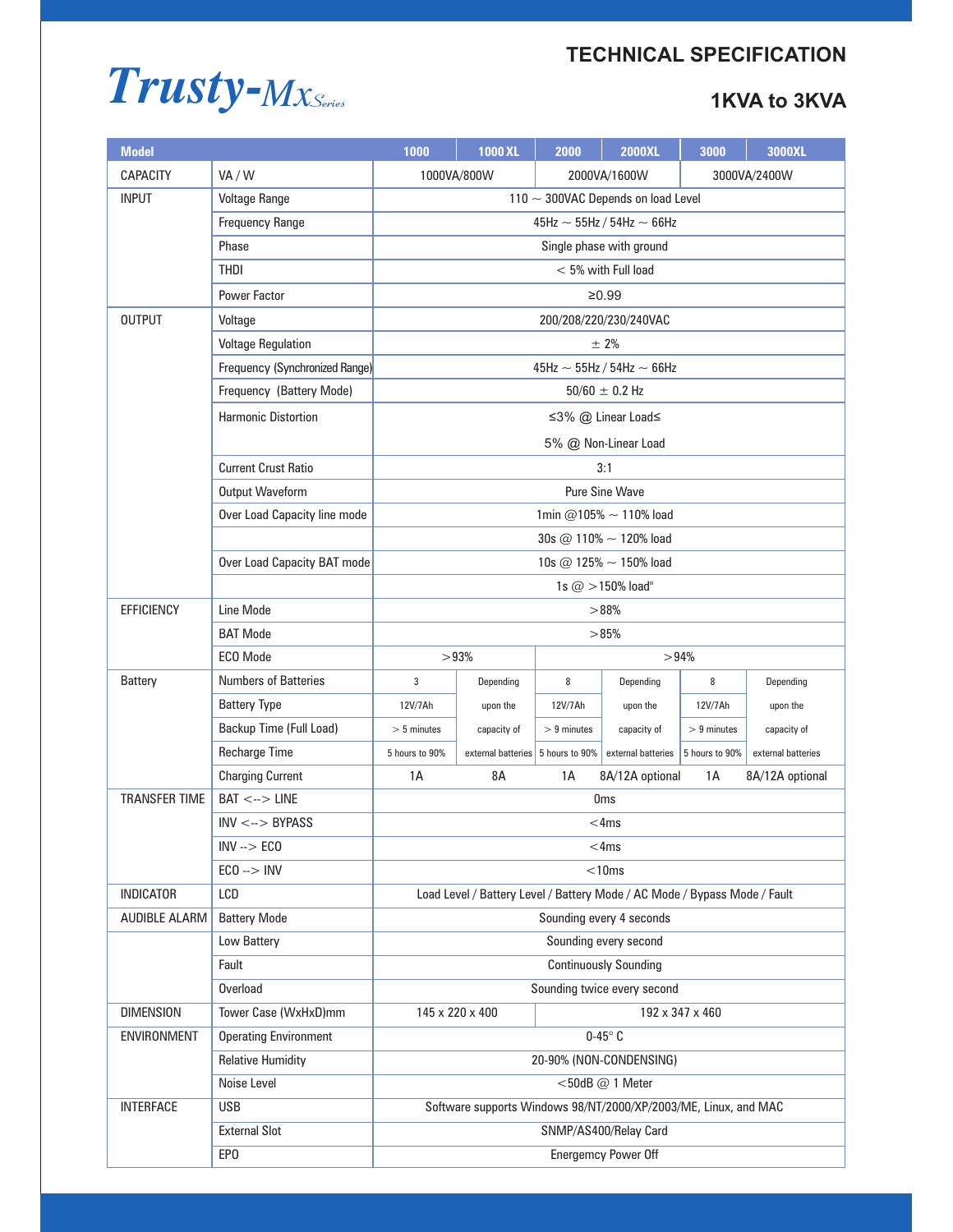# Trusty-Mx Series

## TECHNICAL SPECIFICATION

### 1KVA to 3KVA

| Model | | 1000 | 1000 XL | 2000 | 2000XL | 3000 | 3000XL |
|---|---|---|---|---|---|---|---|
| CAPACITY | VA / W | 1000VA/800W | | 2000VA/1600W | | 3000VA/2400W | |
| INPUT | Voltage Range | 110 ~ 300VAC Depends on load Level | | | | | |
| | Frequency Range | 45Hz ~ 55Hz / 54Hz ~ 66Hz | | | | | |
| | Phase | Single phase with ground | | | | | |
| | THDI | < 5% with Full load | | | | | |
| | Power Factor | ≥0.99 | | | | | |
| OUTPUT | Voltage | 200/208/220/230/240VAC | | | | | |
| | Voltage Regulation | ± 2% | | | | | |
| | Frequency (Synchronized Range) | 45Hz ~ 55Hz / 54Hz ~ 66Hz | | | | | |
| | Frequency (Battery Mode) | 50/60 ± 0.2 Hz | | | | | |
| | Harmonic Distortion | ≤3% @ Linear Load≤ 5% @ Non-Linear Load | | | | | |
| | Current Crust Ratio | 3:1 | | | | | |
| | Output Waveform | Pure Sine Wave | | | | | |
| | Over Load Capacity line mode | 1min @105% ~ 110% load | | | | | |
| | | 30s @ 110% ~ 120% load | | | | | |
| | Over Load Capacity BAT mode | 10s @ 125% ~ 150% load | | | | | |
| | | 1s @ >150% load" | | | | | |
| EFFICIENCY | Line Mode | >88% | | | | | |
| | BAT Mode | >85% | | | | | |
| | ECO Mode | >93% | | >94% | | | |
| Battery | Numbers of Batteries | 3 | Depending upon the capacity of external batteries | 8 | Depending upon the capacity of external batteries | 8 | Depending upon the capacity of external batteries |
| | Battery Type | 12V/7Ah | | 12V/7Ah | | 12V/7Ah | |
| | Backup Time (Full Load) | > 5 minutes | | > 9 minutes | | > 9 minutes | |
| | Recharge Time | 5 hours to 90% | | 5 hours to 90% | | 5 hours to 90% | |
| | Charging Current | 1A | 8A | 1A | 8A/12A optional | 1A | 8A/12A optional |
| TRANSFER TIME | BAT <--> LINE | 0ms | | | | | |
| | INV <--> BYPASS | <4ms | | | | | |
| | INV --> ECO | <4ms | | | | | |
| | ECO --> INV | <10ms | | | | | |
| INDICATOR | LCD | Load Level / Battery Level / Battery Mode / AC Mode / Bypass Mode / Fault | | | | | |
| AUDIBLE ALARM | Battery Mode | Sounding every 4 seconds | | | | | |
| | Low Battery | Sounding every second | | | | | |
| | Fault | Continuously Sounding | | | | | |
| | Overload | Sounding twice every second | | | | | |
| DIMENSION | Tower Case (WxHxD)mm | 145 x 220 x 400 | | 192 x 347 x 460 | | | |
| ENVIRONMENT | Operating Environment | 0-45° C | | | | | |
| | Relative Humidity | 20-90% (NON-CONDENSING) | | | | | |
| | Noise Level | <50dB @ 1 Meter | | | | | |
| INTERFACE | USB | Software supports Windows 98/NT/2000/XP/2003/ME, Linux, and MAC | | | | | |
| | External Slot | SNMP/AS400/Relay Card | | | | | |
| | EPO | Energemcy Power Off | | | | | |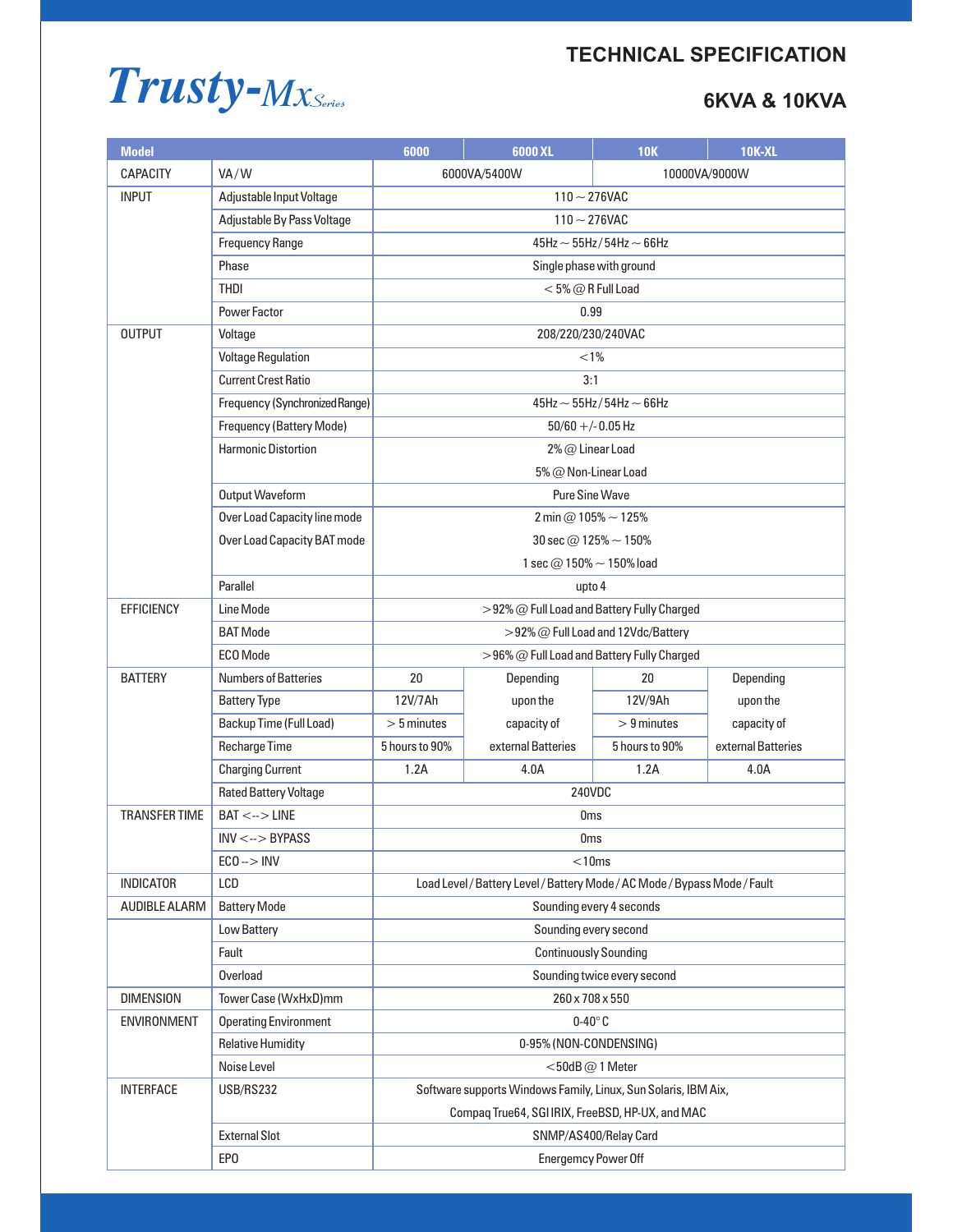# Trusty-Mx Series

## TECHNICAL SPECIFICATION

## 6KVA & 10KVA

| Model | | 6000 | 6000 XL | 10K | 10K-XL |
|---|---|---|---|---|---|
| CAPACITY | VA / W | 6000VA/5400W | | 10000VA/9000W | |
| INPUT | Adjustable Input Voltage | 110 ~ 276VAC | | | |
| | Adjustable By Pass Voltage | 110 ~ 276VAC | | | |
| | Frequency Range | 45Hz ~ 55Hz / 54Hz ~ 66Hz | | | |
| | Phase | Single phase with ground | | | |
| | THDI | < 5% @ R Full Load | | | |
| | Power Factor | 0.99 | | | |
| OUTPUT | Voltage | 208/220/230/240VAC | | | |
| | Voltage Regulation | <1% | | | |
| | Current Crest Ratio | 3:1 | | | |
| | Frequency (Synchronized Range) | 45Hz ~ 55Hz / 54Hz ~ 66Hz | | | |
| | Frequency (Battery Mode) | 50/60 +/- 0.05 Hz | | | |
| | Harmonic Distortion | 2% @ Linear Load<br>5% @ Non-Linear Load | | | |
| | Output Waveform | Pure Sine Wave | | | |
| | Over Load Capacity line mode<br>Over Load Capacity BAT mode | 2 min @ 105% ~ 125%<br>30 sec @ 125% ~ 150%<br>1 sec @ 150% ~ 150% load | | | |
| | Parallel | upto 4 | | | |
| EFFICIENCY | Line Mode | >92% @ Full Load and Battery Fully Charged | | | |
| | BAT Mode | >92% @ Full Load and 12Vdc/Battery | | | |
| | ECO Mode | >96% @ Full Load and Battery Fully Charged | | | |
| BATTERY | Numbers of Batteries | 20 | Depending upon the capacity of external Batteries | 20 | Depending upon the capacity of external Batteries |
| | Battery Type | 12V/7Ah | | 12V/9Ah | |
| | Backup Time (Full Load) | > 5 minutes | | > 9 minutes | |
| | Recharge Time | 5 hours to 90% | | 5 hours to 90% | |
| | Charging Current | 1.2A | 4.0A | 1.2A | 4.0A |
| | Rated Battery Voltage | 240VDC | | | |
| TRANSFER TIME | BAT <--> LINE | 0ms | | | |
| | INV <--> BYPASS | 0ms | | | |
| | ECO --> INV | <10ms | | | |
| INDICATOR | LCD | Load Level / Battery Level / Battery Mode / AC Mode / Bypass Mode / Fault | | | |
| AUDIBLE ALARM | Battery Mode | Sounding every 4 seconds | | | |
| | Low Battery | Sounding every second | | | |
| | Fault | Continuously Sounding | | | |
| | Overload | Sounding twice every second | | | |
| DIMENSION | Tower Case (WxHxD)mm | 260 x 708 x 550 | | | |
| ENVIRONMENT | Operating Environment | 0-40° C | | | |
| | Relative Humidity | 0-95% (NON-CONDENSING) | | | |
| | Noise Level | <50dB @ 1 Meter | | | |
| INTERFACE | USB/RS232 | Software supports Windows Family, Linux, Sun Solaris, IBM Aix, Compaq True64, SGI IRIX, FreeBSD, HP-UX, and MAC | | | |
| | External Slot | SNMP/AS400/Relay Card | | | |
| | EPO | Energemcy Power Off | | | |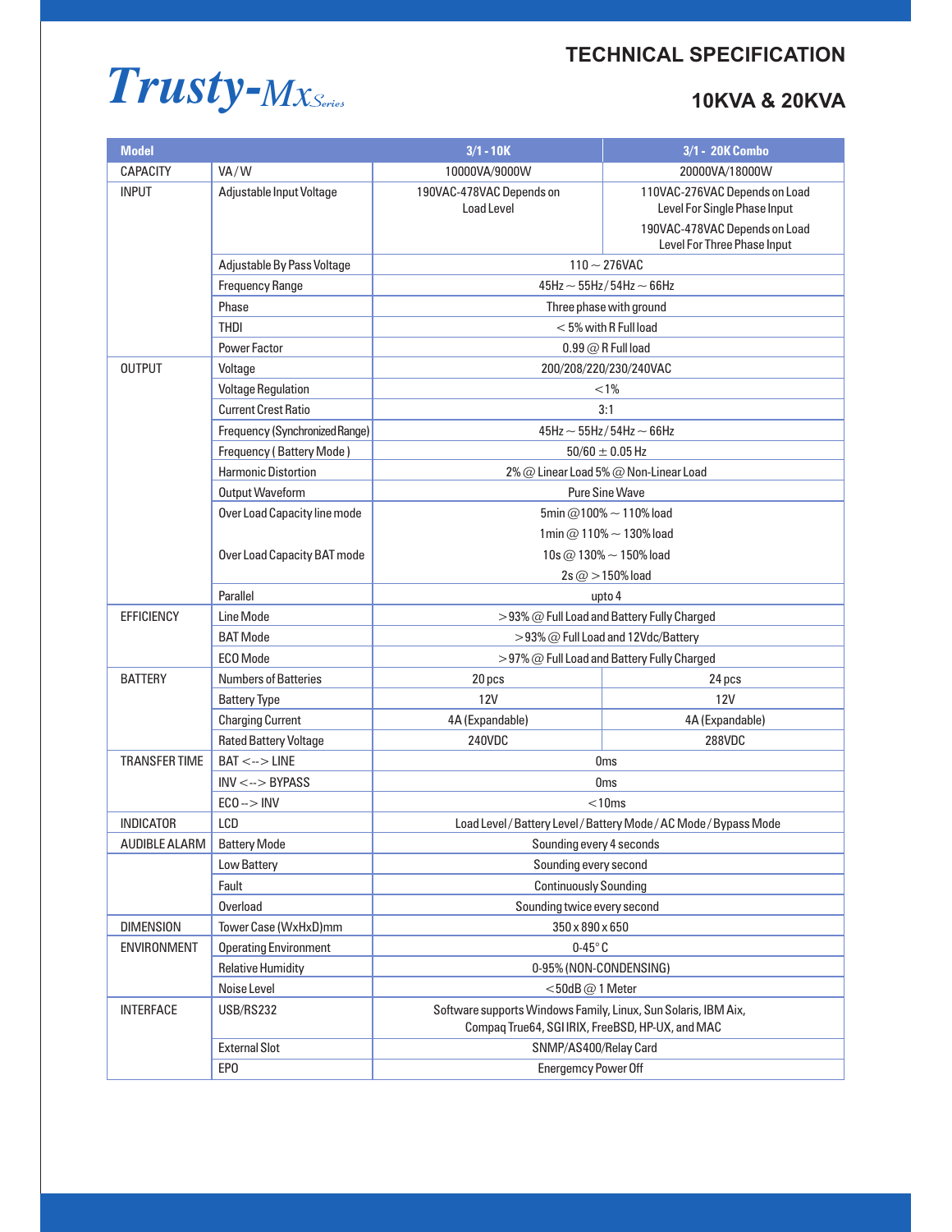# Trusty-Mx Series

## TECHNICAL SPECIFICATION

## 10KVA & 20KVA

| Model | | 3/1 - 10K | 3/1 - 20K Combo |
|---|---|---|---|
| CAPACITY | VA/W | 10000VA/9000W | 20000VA/18000W |
| INPUT | Adjustable Input Voltage | 190VAC-478VAC Depends on Load Level | 110VAC-276VAC Depends on Load Level For Single Phase Input<br>190VAC-478VAC Depends on Load Level For Three Phase Input |
| | Adjustable By Pass Voltage | 110 ~ 276VAC | |
| | Frequency Range | 45Hz ~ 55Hz/54Hz ~ 66Hz | |
| | Phase | Three phase with ground | |
| | THDI | < 5% with R Full load | |
| | Power Factor | 0.99 @ R Full load | |
| OUTPUT | Voltage | 200/208/220/230/240VAC | |
| | Voltage Regulation | <1% | |
| | Current Crest Ratio | 3:1 | |
| | Frequency (Synchronized Range) | 45Hz ~ 55Hz/54Hz ~ 66Hz | |
| | Frequency ( Battery Mode ) | 50/60 ± 0.05 Hz | |
| | Harmonic Distortion | 2% @ Linear Load 5% @ Non-Linear Load | |
| | Output Waveform | Pure Sine Wave | |
| | Over Load Capacity line mode<br>Over Load Capacity BAT mode | 5min @100% ~ 110% load<br>1min @ 110% ~ 130% load<br>10s @ 130% ~ 150% load<br>2s @ >150% load | |
| | Parallel | upto 4 | |
| EFFICIENCY | Line Mode | >93% @ Full Load and Battery Fully Charged | |
| | BAT Mode | >93% @ Full Load and 12Vdc/Battery | |
| | ECO Mode | >97% @ Full Load and Battery Fully Charged | |
| BATTERY | Numbers of Batteries | 20 pcs | 24 pcs |
| | Battery Type | 12V | 12V |
| | Charging Current | 4A (Expandable) | 4A (Expandable) |
| | Rated Battery Voltage | 240VDC | 288VDC |
| TRANSFER TIME | BAT <--> LINE | 0ms | |
| | INV <--> BYPASS | 0ms | |
| | ECO --> INV | <10ms | |
| INDICATOR | LCD | Load Level / Battery Level / Battery Mode / AC Mode / Bypass Mode | |
| AUDIBLE ALARM | Battery Mode | Sounding every 4 seconds | |
| | Low Battery | Sounding every second | |
| | Fault | Continuously Sounding | |
| | Overload | Sounding twice every second | |
| DIMENSION | Tower Case (WxHxD)mm | 350 x 890 x 650 | |
| ENVIRONMENT | Operating Environment | 0-45° C | |
| | Relative Humidity | 0-95% (NON-CONDENSING) | |
| | Noise Level | <50dB @ 1 Meter | |
| INTERFACE | USB/RS232 | Software supports Windows Family, Linux, Sun Solaris, IBM Aix, Compaq True64, SGI IRIX, FreeBSD, HP-UX, and MAC | |
| | External Slot | SNMP/AS400/Relay Card | |
| | EPO | Energemcy Power Off | |